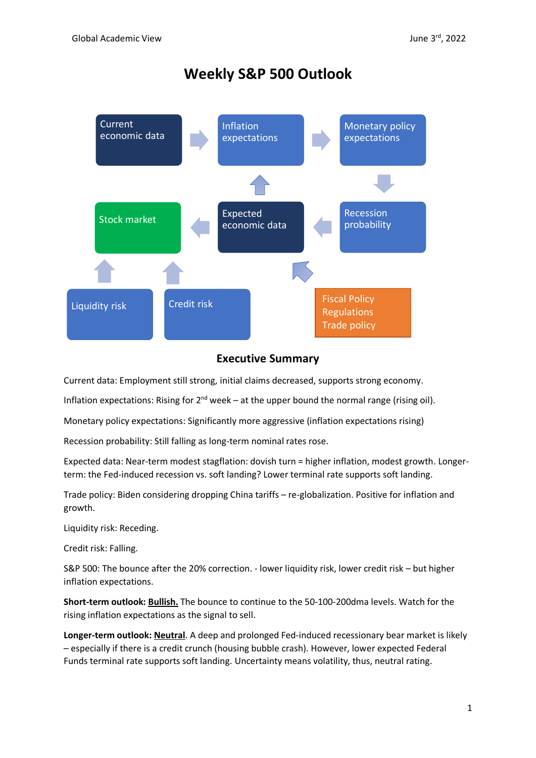# Weekly S&P 500 Outlook

Current economic data → Inflation expectations → Monetary policy expectations → Recession probability → Expected economic data → Stock market

Expected economic data → Inflation expectations

Fiscal Policy / Regulations / Trade policy → Expected economic data

Liquidity risk → Stock market

Credit risk → Stock market

## Executive Summary

Current data: Employment still strong, initial claims decreased, supports strong economy.

Inflation expectations: Rising for 2nd week – at the upper bound the normal range (rising oil).

Monetary policy expectations: Significantly more aggressive (inflation expectations rising)

Recession probability: Still falling as long-term nominal rates rose.

Expected data: Near-term modest stagflation: dovish turn = higher inflation, modest growth. Longer-term: the Fed-induced recession vs. soft landing? Lower terminal rate supports soft landing.

Trade policy: Biden considering dropping China tariffs – re-globalization. Positive for inflation and growth.

Liquidity risk: Receding.

Credit risk: Falling.

S&P 500: The bounce after the 20% correction. - lower liquidity risk, lower credit risk – but higher inflation expectations.

**Short-term outlook: Bullish.** The bounce to continue to the 50-100-200dma levels. Watch for the rising inflation expectations as the signal to sell.

**Longer-term outlook: Neutral**. A deep and prolonged Fed-induced recessionary bear market is likely – especially if there is a credit crunch (housing bubble crash). However, lower expected Federal Funds terminal rate supports soft landing. Uncertainty means volatility, thus, neutral rating.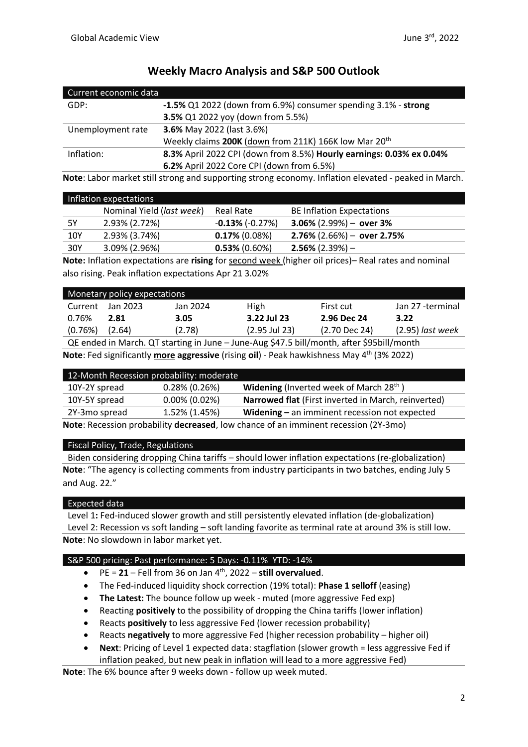## Weekly Macro Analysis and S&P 500 Outlook

| Current economic data | |
|---|---|
| GDP: | **-1.5%** Q1 2022 (down from 6.9%) consumer spending 3.1% - **strong** |
| | **3.5%** Q1 2022 yoy (down from 5.5%) |
| Unemployment rate | **3.6%** May 2022 (last 3.6%) |
| | Weekly claims **200K** (down from 211K) 166K low Mar 20th |
| Inflation: | **8.3%** April 2022 CPI (down from 8.5%) **Hourly earnings: 0.03% ex 0.04%** |
| | **6.2%** April 2022 Core CPI (down from 6.5%) |

**Note**: Labor market still strong and supporting strong economy. Inflation elevated - peaked in March.

| Inflation expectations | | | |
|---|---|---|---|
| | Nominal Yield (*last week*) | Real Rate | BE Inflation Expectations |
| 5Y | 2.93% (2.72%) | **-0.13%** (-0.27%) | **3.06%** (2.99%) – **over 3%** |
| 10Y | 2.93% (3.74%) | **0.17%** (0.08%) | **2.76%** (2.66%) – **over 2.75%** |
| 30Y | 3.09% (2.96%) | **0.53%** (0.60%) | **2.56%** (2.39%) – |

**Note:** Inflation expectations are **rising** for second week (higher oil prices)– Real rates and nominal also rising. Peak inflation expectations Apr 21 3.02%

| Monetary policy expectations | | | | | |
|---|---|---|---|---|---|
| Current | Jan 2023 | Jan 2024 | High | First cut | Jan 27 -terminal |
| 0.76% | **2.81** | **3.05** | **3.22 Jul 23** | **2.96 Dec 24** | **3.22** |
| (0.76%) | (2.64) | (2.78) | (2.95 Jul 23) | (2.70 Dec 24) | (2.95) *last week* |
| QE ended in March. QT starting in June – June-Aug $47.5 bill/month, after $95bill/month | | | | | |

**Note**: Fed significantly **more aggressive** (rising **oil**) - Peak hawkishness May 4th (3% 2022)

| 12-Month Recession probability: moderate | | |
|---|---|---|
| 10Y-2Y spread | 0.28% (0.26%) | **Widening** (Inverted week of March 28th ) |
| 10Y-5Y spread | 0.00% (0.02%) | **Narrowed flat** (First inverted in March, reinverted) |
| 2Y-3mo spread | 1.52% (1.45%) | **Widening –** an imminent recession not expected |

**Note**: Recession probability **decreased**, low chance of an imminent recession (2Y-3mo)

### Fiscal Policy, Trade, Regulations

Biden considering dropping China tariffs – should lower inflation expectations (re-globalization)

**Note**: "The agency is collecting comments from industry participants in two batches, ending July 5 and Aug. 22."

### Expected data

Level 1**:** Fed-induced slower growth and still persistently elevated inflation (de-globalization)

Level 2: Recession vs soft landing – soft landing favorite as terminal rate at around 3% is still low.

**Note**: No slowdown in labor market yet.

### S&P 500 pricing: Past performance: 5 Days: -0.11% YTD: -14%

- PE = **21** – Fell from 36 on Jan 4th, 2022 – **still overvalued**.
- The Fed-induced liquidity shock correction (19% total): **Phase 1 selloff** (easing)
- **The Latest:** The bounce follow up week - muted (more aggressive Fed exp)
- Reacting **positively** to the possibility of dropping the China tariffs (lower inflation)
- Reacts **positively** to less aggressive Fed (lower recession probability)
- Reacts **negatively** to more aggressive Fed (higher recession probability – higher oil)
- **Next**: Pricing of Level 1 expected data: stagflation (slower growth = less aggressive Fed if inflation peaked, but new peak in inflation will lead to a more aggressive Fed)

**Note**: The 6% bounce after 9 weeks down - follow up week muted.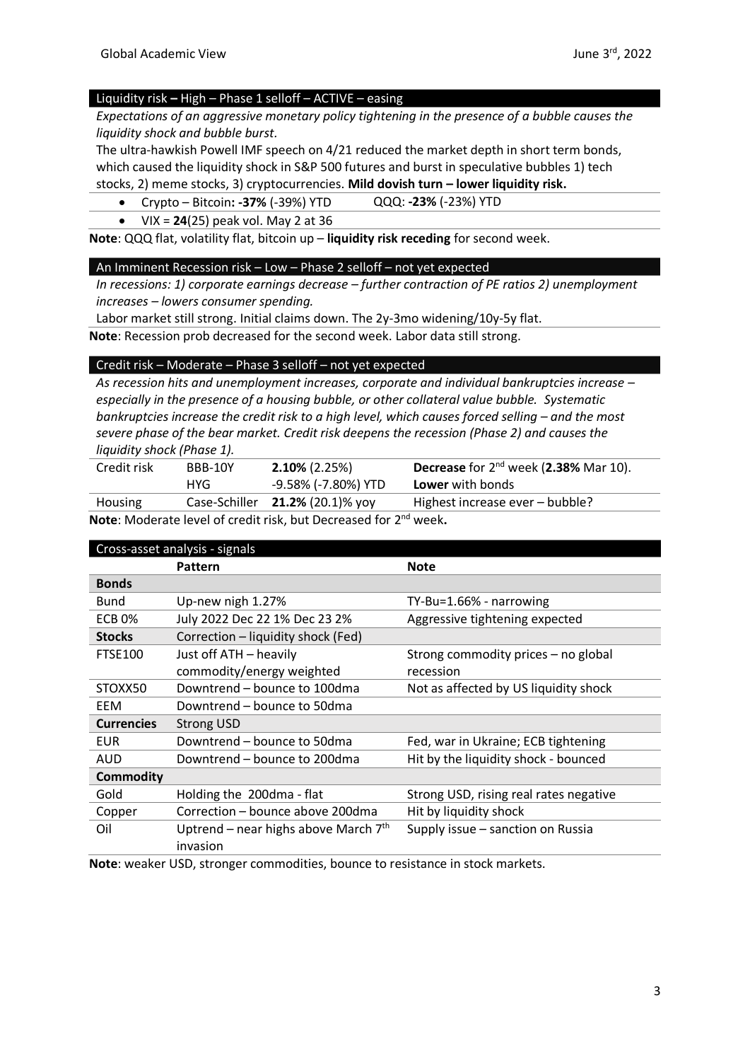### Liquidity risk – High – Phase 1 selloff – ACTIVE – easing

*Expectations of an aggressive monetary policy tightening in the presence of a bubble causes the liquidity shock and bubble burst.*

The ultra-hawkish Powell IMF speech on 4/21 reduced the market depth in short term bonds, which caused the liquidity shock in S&P 500 futures and burst in speculative bubbles 1) tech stocks, 2) meme stocks, 3) cryptocurrencies. **Mild dovish turn – lower liquidity risk.**

- Crypto – Bitcoin**: -37%** (-39%) YTD    QQQ: **-23%** (-23%) YTD
- VIX = **24**(25) peak vol. May 2 at 36

**Note**: QQQ flat, volatility flat, bitcoin up – **liquidity risk receding** for second week.

### An Imminent Recession risk – Low – Phase 2 selloff – not yet expected

*In recessions: 1) corporate earnings decrease – further contraction of PE ratios 2) unemployment increases – lowers consumer spending.*

Labor market still strong. Initial claims down. The 2y-3mo widening/10y-5y flat.

**Note**: Recession prob decreased for the second week. Labor data still strong.

### Credit risk – Moderate – Phase 3 selloff – not yet expected

*As recession hits and unemployment increases, corporate and individual bankruptcies increase – especially in the presence of a housing bubble, or other collateral value bubble. Systematic bankruptcies increase the credit risk to a high level, which causes forced selling – and the most severe phase of the bear market. Credit risk deepens the recession (Phase 2) and causes the liquidity shock (Phase 1).*

| | | | |
|---|---|---|---|
| Credit risk | BBB-10Y | **2.10%** (2.25%) | **Decrease** for 2nd week (**2.38%** Mar 10). |
| | HYG | -9.58% (-7.80%) YTD | **Lower** with bonds |
| Housing | Case-Schiller | **21.2%** (20.1)% yoy | Highest increase ever – bubble? |

**Note**: Moderate level of credit risk, but Decreased for 2nd week**.**

### Cross-asset analysis - signals

| | Pattern | Note |
|---|---|---|
| **Bonds** | | |
| Bund | Up-new nigh 1.27% | TY-Bu=1.66% - narrowing |
| ECB 0% | July 2022 Dec 22 1% Dec 23 2% | Aggressive tightening expected |
| **Stocks** | Correction – liquidity shock (Fed) | |
| FTSE100 | Just off ATH – heavily commodity/energy weighted | Strong commodity prices – no global recession |
| STOXX50 | Downtrend – bounce to 100dma | Not as affected by US liquidity shock |
| EEM | Downtrend – bounce to 50dma | |
| **Currencies** | Strong USD | |
| EUR | Downtrend – bounce to 50dma | Fed, war in Ukraine; ECB tightening |
| AUD | Downtrend – bounce to 200dma | Hit by the liquidity shock - bounced |
| **Commodity** | | |
| Gold | Holding the 200dma - flat | Strong USD, rising real rates negative |
| Copper | Correction – bounce above 200dma | Hit by liquidity shock |
| Oil | Uptrend – near highs above March 7th invasion | Supply issue – sanction on Russia |

**Note**: weaker USD, stronger commodities, bounce to resistance in stock markets.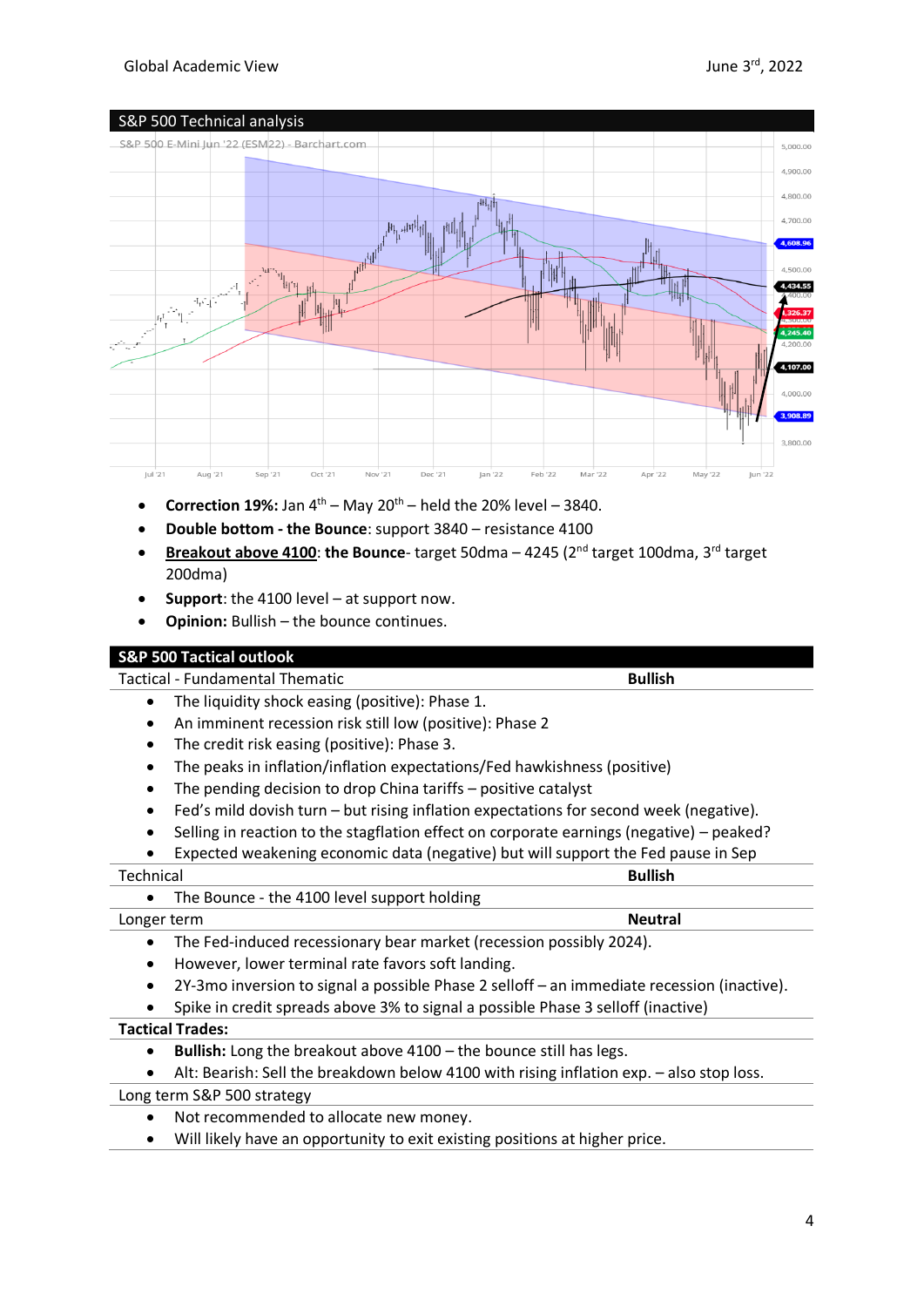## S&P 500 Technical analysis

- **Correction 19%:** Jan 4th – May 20th – held the 20% level – 3840.
- **Double bottom - the Bounce**: support 3840 – resistance 4100
- **Breakout above 4100**: **the Bounce**- target 50dma – 4245 (2nd target 100dma, 3rd target 200dma)
- **Support**: the 4100 level – at support now.
- **Opinion:** Bullish – the bounce continues.

## S&P 500 Tactical outlook

**Tactical - Fundamental Thematic** — **Bullish**

- The liquidity shock easing (positive): Phase 1.
- An imminent recession risk still low (positive): Phase 2
- The credit risk easing (positive): Phase 3.
- The peaks in inflation/inflation expectations/Fed hawkishness (positive)
- The pending decision to drop China tariffs – positive catalyst
- Fed's mild dovish turn – but rising inflation expectations for second week (negative).
- Selling in reaction to the stagflation effect on corporate earnings (negative) – peaked?
- Expected weakening economic data (negative) but will support the Fed pause in Sep

**Technical** — **Bullish**

- The Bounce - the 4100 level support holding

**Longer term** — **Neutral**

- The Fed-induced recessionary bear market (recession possibly 2024).
- However, lower terminal rate favors soft landing.
- 2Y-3mo inversion to signal a possible Phase 2 selloff – an immediate recession (inactive).
- Spike in credit spreads above 3% to signal a possible Phase 3 selloff (inactive)

**Tactical Trades:**

- **Bullish:** Long the breakout above 4100 – the bounce still has legs.
- Alt: Bearish: Sell the breakdown below 4100 with rising inflation exp. – also stop loss.

**Long term S&P 500 strategy**

- Not recommended to allocate new money.
- Will likely have an opportunity to exit existing positions at higher price.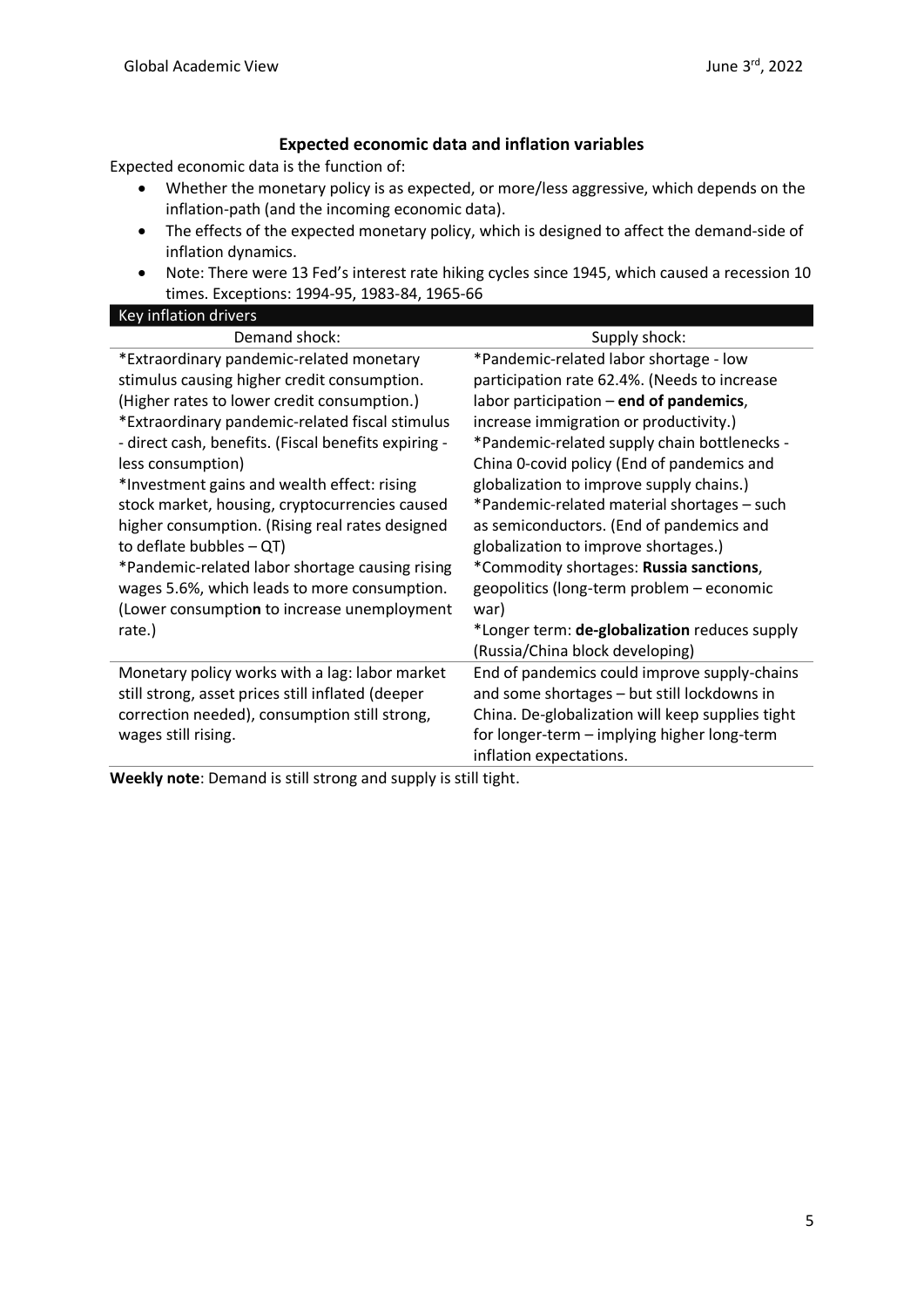### Expected economic data and inflation variables

Expected economic data is the function of:

- Whether the monetary policy is as expected, or more/less aggressive, which depends on the inflation-path (and the incoming economic data).
- The effects of the expected monetary policy, which is designed to affect the demand-side of inflation dynamics.
- Note: There were 13 Fed's interest rate hiking cycles since 1945, which caused a recession 10 times. Exceptions: 1994-95, 1983-84, 1965-66

| Key inflation drivers | |
|---|---|
| Demand shock: | Supply shock: |
| *Extraordinary pandemic-related monetary stimulus causing higher credit consumption. (Higher rates to lower credit consumption.)<br>*Extraordinary pandemic-related fiscal stimulus - direct cash, benefits. (Fiscal benefits expiring - less consumption)<br>*Investment gains and wealth effect: rising stock market, housing, cryptocurrencies caused higher consumption. (Rising real rates designed to deflate bubbles – QT)<br>*Pandemic-related labor shortage causing rising wages 5.6%, which leads to more consumption. (Lower consumptio**n** to increase unemployment rate.) | *Pandemic-related labor shortage - low participation rate 62.4%. (Needs to increase labor participation – **end of pandemics**, increase immigration or productivity.)<br>*Pandemic-related supply chain bottlenecks - China 0-covid policy (End of pandemics and globalization to improve supply chains.)<br>*Pandemic-related material shortages – such as semiconductors. (End of pandemics and globalization to improve shortages.)<br>*Commodity shortages: **Russia sanctions**, geopolitics (long-term problem – economic war)<br>*Longer term: **de-globalization** reduces supply (Russia/China block developing) |
| Monetary policy works with a lag: labor market still strong, asset prices still inflated (deeper correction needed), consumption still strong, wages still rising. | End of pandemics could improve supply-chains and some shortages – but still lockdowns in China. De-globalization will keep supplies tight for longer-term – implying higher long-term inflation expectations. |

**Weekly note**: Demand is still strong and supply is still tight.